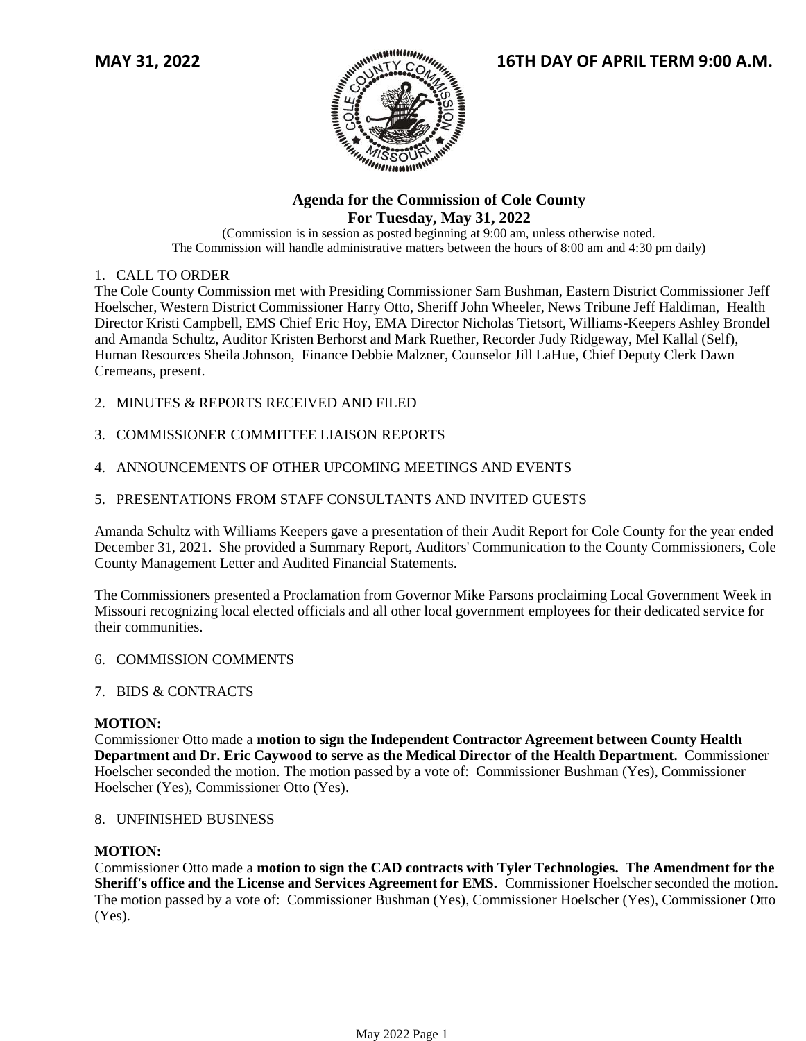**MAY 31, 2022** **16TH DAY OF APRIL TERM 9:00 A.M.**

## Agenda for the Commission of Cole County
## For Tuesday, May 31, 2022

(Commission is in session as posted beginning at 9:00 am, unless otherwise noted.
The Commission will handle administrative matters between the hours of 8:00 am and 4:30 pm daily)

1. CALL TO ORDER

The Cole County Commission met with Presiding Commissioner Sam Bushman, Eastern District Commissioner Jeff Hoelscher, Western District Commissioner Harry Otto, Sheriff John Wheeler, News Tribune Jeff Haldiman, Health Director Kristi Campbell, EMS Chief Eric Hoy, EMA Director Nicholas Tietsort, Williams-Keepers Ashley Brondel and Amanda Schultz, Auditor Kristen Berhorst and Mark Ruether, Recorder Judy Ridgeway, Mel Kallal (Self), Human Resources Sheila Johnson, Finance Debbie Malzner, Counselor Jill LaHue, Chief Deputy Clerk Dawn Cremeans, present.

2. MINUTES & REPORTS RECEIVED AND FILED

3. COMMISSIONER COMMITTEE LIAISON REPORTS

4. ANNOUNCEMENTS OF OTHER UPCOMING MEETINGS AND EVENTS

5. PRESENTATIONS FROM STAFF CONSULTANTS AND INVITED GUESTS

Amanda Schultz with Williams Keepers gave a presentation of their Audit Report for Cole County for the year ended December 31, 2021. She provided a Summary Report, Auditors' Communication to the County Commissioners, Cole County Management Letter and Audited Financial Statements.

The Commissioners presented a Proclamation from Governor Mike Parsons proclaiming Local Government Week in Missouri recognizing local elected officials and all other local government employees for their dedicated service for their communities.

6. COMMISSION COMMENTS

7. BIDS & CONTRACTS

**MOTION:**

Commissioner Otto made a **motion to sign the Independent Contractor Agreement between County Health Department and Dr. Eric Caywood to serve as the Medical Director of the Health Department.** Commissioner Hoelscher seconded the motion. The motion passed by a vote of: Commissioner Bushman (Yes), Commissioner Hoelscher (Yes), Commissioner Otto (Yes).

8. UNFINISHED BUSINESS

**MOTION:**

Commissioner Otto made a **motion to sign the CAD contracts with Tyler Technologies. The Amendment for the Sheriff's office and the License and Services Agreement for EMS.** Commissioner Hoelscher seconded the motion. The motion passed by a vote of: Commissioner Bushman (Yes), Commissioner Hoelscher (Yes), Commissioner Otto (Yes).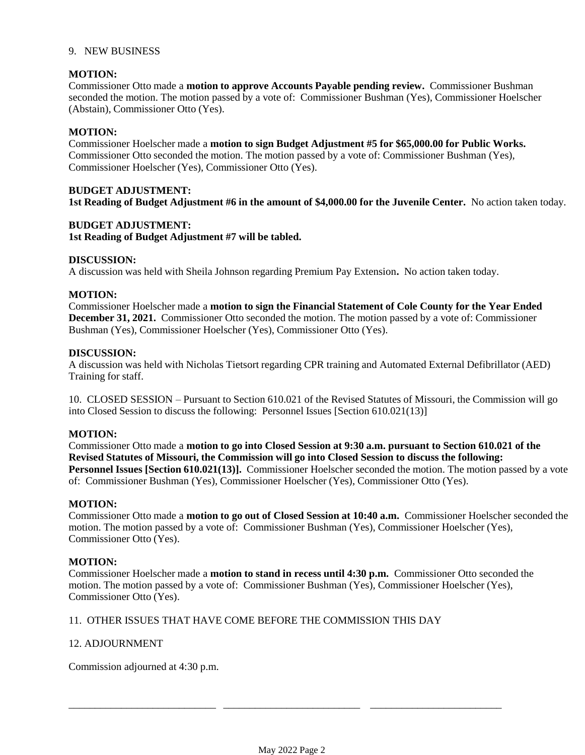9. NEW BUSINESS

**MOTION:**
Commissioner Otto made a **motion to approve Accounts Payable pending review.** Commissioner Bushman seconded the motion. The motion passed by a vote of: Commissioner Bushman (Yes), Commissioner Hoelscher (Abstain), Commissioner Otto (Yes).

**MOTION:**
Commissioner Hoelscher made a **motion to sign Budget Adjustment #5 for $65,000.00 for Public Works.** Commissioner Otto seconded the motion. The motion passed by a vote of: Commissioner Bushman (Yes), Commissioner Hoelscher (Yes), Commissioner Otto (Yes).

**BUDGET ADJUSTMENT:**
**1st Reading of Budget Adjustment #6 in the amount of $4,000.00 for the Juvenile Center.** No action taken today.

**BUDGET ADJUSTMENT:**
**1st Reading of Budget Adjustment #7 will be tabled.**

**DISCUSSION:**
A discussion was held with Sheila Johnson regarding Premium Pay Extension**.** No action taken today.

**MOTION:**
Commissioner Hoelscher made a **motion to sign the Financial Statement of Cole County for the Year Ended December 31, 2021.** Commissioner Otto seconded the motion. The motion passed by a vote of: Commissioner Bushman (Yes), Commissioner Hoelscher (Yes), Commissioner Otto (Yes).

**DISCUSSION:**
A discussion was held with Nicholas Tietsort regarding CPR training and Automated External Defibrillator (AED) Training for staff.

10. CLOSED SESSION – Pursuant to Section 610.021 of the Revised Statutes of Missouri, the Commission will go into Closed Session to discuss the following: Personnel Issues [Section 610.021(13)]

**MOTION:**
Commissioner Otto made a **motion to go into Closed Session at 9:30 a.m. pursuant to Section 610.021 of the Revised Statutes of Missouri, the Commission will go into Closed Session to discuss the following: Personnel Issues [Section 610.021(13)].** Commissioner Hoelscher seconded the motion. The motion passed by a vote of: Commissioner Bushman (Yes), Commissioner Hoelscher (Yes), Commissioner Otto (Yes).

**MOTION:**
Commissioner Otto made a **motion to go out of Closed Session at 10:40 a.m.** Commissioner Hoelscher seconded the motion. The motion passed by a vote of: Commissioner Bushman (Yes), Commissioner Hoelscher (Yes), Commissioner Otto (Yes).

**MOTION:**
Commissioner Hoelscher made a **motion to stand in recess until 4:30 p.m.** Commissioner Otto seconded the motion. The motion passed by a vote of: Commissioner Bushman (Yes), Commissioner Hoelscher (Yes), Commissioner Otto (Yes).

11. OTHER ISSUES THAT HAVE COME BEFORE THE COMMISSION THIS DAY

12. ADJOURNMENT

Commission adjourned at 4:30 p.m.

\_\_\_\_\_\_\_\_\_\_\_\_\_\_\_\_\_\_\_\_\_\_\_\_\_\_\_\_ \_\_\_\_\_\_\_\_\_\_\_\_\_\_\_\_\_\_\_\_\_\_\_\_\_\_\_\_ \_\_\_\_\_\_\_\_\_\_\_\_\_\_\_\_\_\_\_\_\_\_\_\_\_\_\_\_

May 2022 Page 2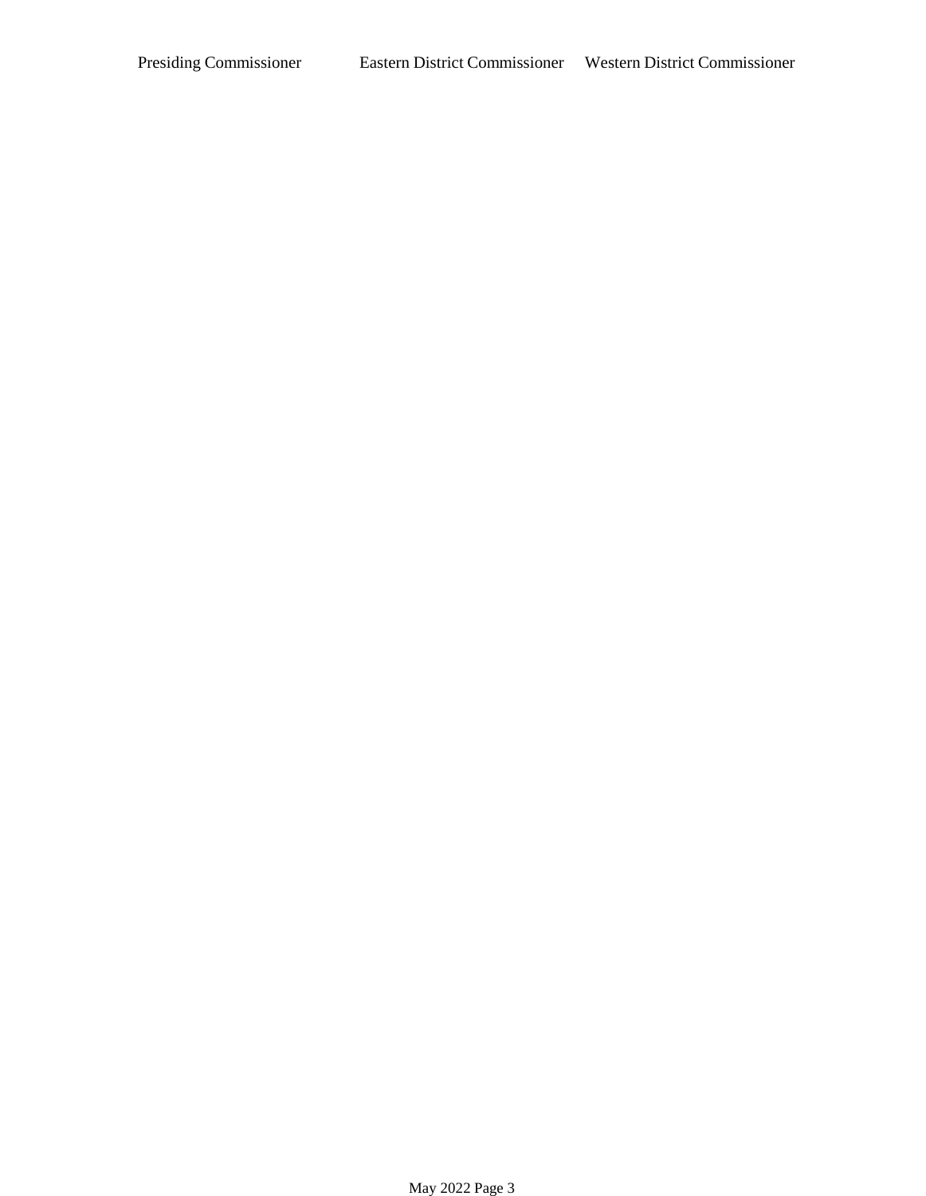Presiding Commissioner Eastern District Commissioner Western District Commissioner